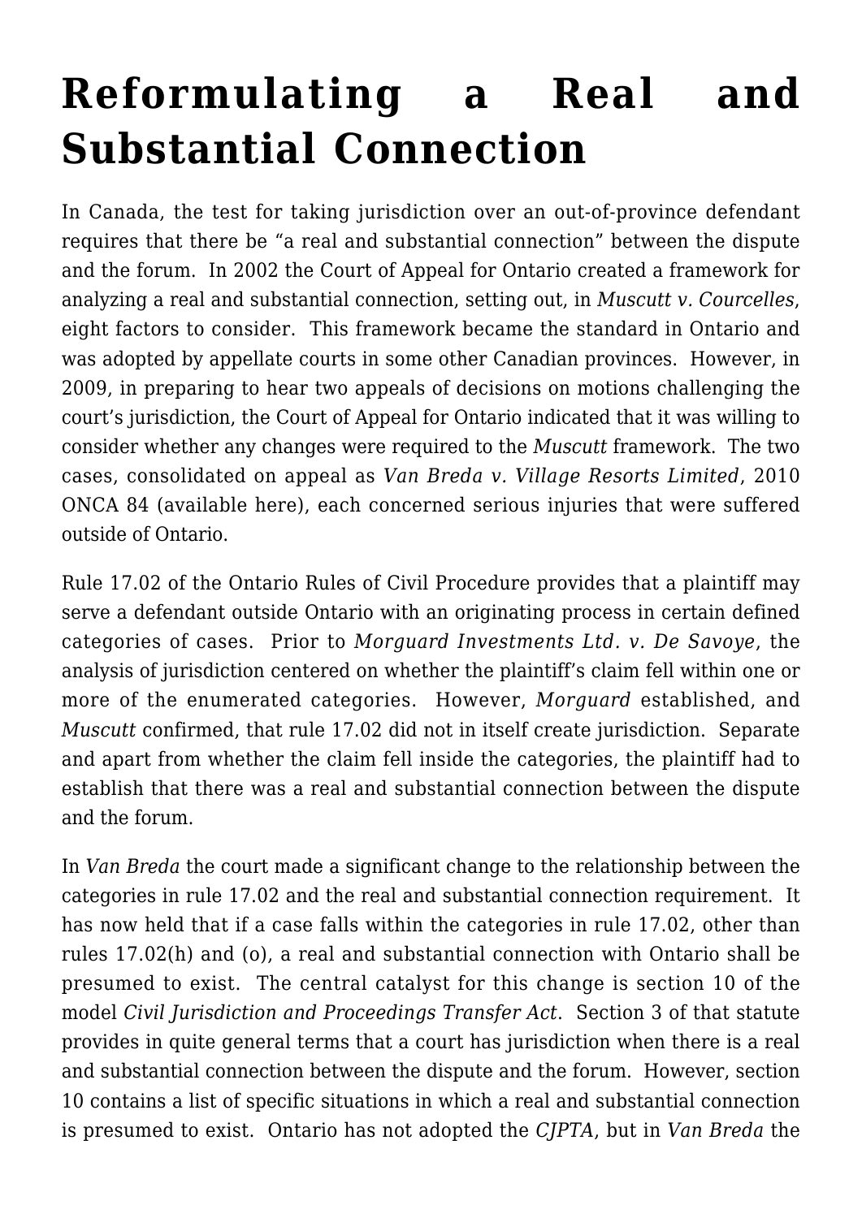# Reformulating a Real and Substantial Connection

In Canada, the test for taking jurisdiction over an out-of-province defendant requires that there be "a real and substantial connection" between the dispute and the forum. In 2002 the Court of Appeal for Ontario created a framework for analyzing a real and substantial connection, setting out, in *Muscutt v. Courcelles*, eight factors to consider. This framework became the standard in Ontario and was adopted by appellate courts in some other Canadian provinces. However, in 2009, in preparing to hear two appeals of decisions on motions challenging the court's jurisdiction, the Court of Appeal for Ontario indicated that it was willing to consider whether any changes were required to the *Muscutt* framework. The two cases, consolidated on appeal as *Van Breda v. Village Resorts Limited*, 2010 ONCA 84 (available here), each concerned serious injuries that were suffered outside of Ontario.

Rule 17.02 of the Ontario Rules of Civil Procedure provides that a plaintiff may serve a defendant outside Ontario with an originating process in certain defined categories of cases. Prior to *Morguard Investments Ltd. v. De Savoye*, the analysis of jurisdiction centered on whether the plaintiff's claim fell within one or more of the enumerated categories. However, *Morguard* established, and *Muscutt* confirmed, that rule 17.02 did not in itself create jurisdiction. Separate and apart from whether the claim fell inside the categories, the plaintiff had to establish that there was a real and substantial connection between the dispute and the forum.

In *Van Breda* the court made a significant change to the relationship between the categories in rule 17.02 and the real and substantial connection requirement. It has now held that if a case falls within the categories in rule 17.02, other than rules 17.02(h) and (o), a real and substantial connection with Ontario shall be presumed to exist. The central catalyst for this change is section 10 of the model *Civil Jurisdiction and Proceedings Transfer Act*. Section 3 of that statute provides in quite general terms that a court has jurisdiction when there is a real and substantial connection between the dispute and the forum. However, section 10 contains a list of specific situations in which a real and substantial connection is presumed to exist. Ontario has not adopted the *CJPTA*, but in *Van Breda* the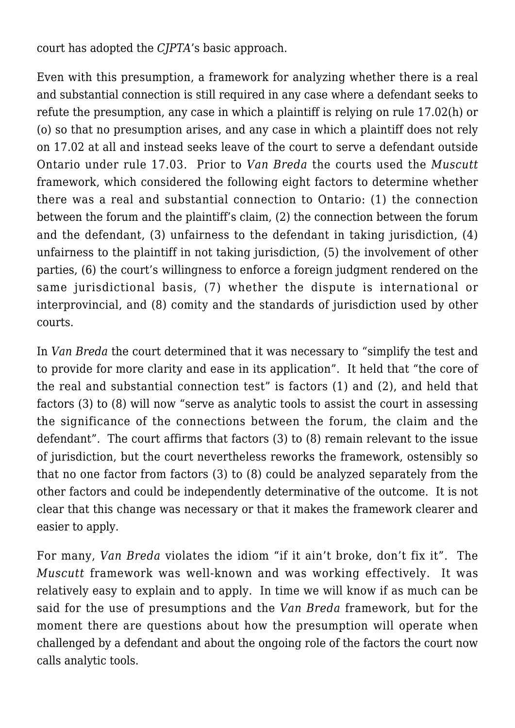court has adopted the *CJPTA*'s basic approach.

Even with this presumption, a framework for analyzing whether there is a real and substantial connection is still required in any case where a defendant seeks to refute the presumption, any case in which a plaintiff is relying on rule 17.02(h) or (o) so that no presumption arises, and any case in which a plaintiff does not rely on 17.02 at all and instead seeks leave of the court to serve a defendant outside Ontario under rule 17.03. Prior to *Van Breda* the courts used the *Muscutt* framework, which considered the following eight factors to determine whether there was a real and substantial connection to Ontario: (1) the connection between the forum and the plaintiff's claim, (2) the connection between the forum and the defendant, (3) unfairness to the defendant in taking jurisdiction, (4) unfairness to the plaintiff in not taking jurisdiction, (5) the involvement of other parties, (6) the court's willingness to enforce a foreign judgment rendered on the same jurisdictional basis, (7) whether the dispute is international or interprovincial, and (8) comity and the standards of jurisdiction used by other courts.

In *Van Breda* the court determined that it was necessary to "simplify the test and to provide for more clarity and ease in its application". It held that "the core of the real and substantial connection test" is factors (1) and (2), and held that factors (3) to (8) will now "serve as analytic tools to assist the court in assessing the significance of the connections between the forum, the claim and the defendant". The court affirms that factors (3) to (8) remain relevant to the issue of jurisdiction, but the court nevertheless reworks the framework, ostensibly so that no one factor from factors (3) to (8) could be analyzed separately from the other factors and could be independently determinative of the outcome. It is not clear that this change was necessary or that it makes the framework clearer and easier to apply.

For many, *Van Breda* violates the idiom "if it ain't broke, don't fix it". The *Muscutt* framework was well-known and was working effectively. It was relatively easy to explain and to apply. In time we will know if as much can be said for the use of presumptions and the *Van Breda* framework, but for the moment there are questions about how the presumption will operate when challenged by a defendant and about the ongoing role of the factors the court now calls analytic tools.